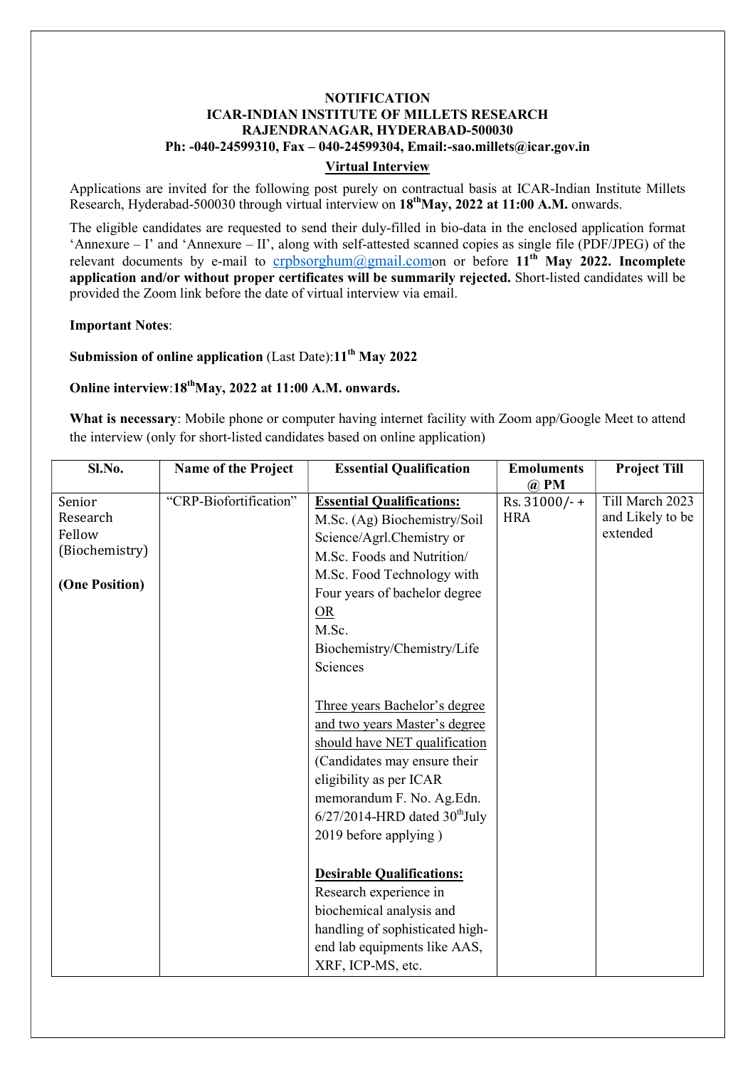# NOTIFICATION

## ICAR-INDIAN INSTITUTE OF MILLETS RESEARCH

## RAJENDRANAGAR, HYDERABAD-500030

**Ph: -040-24599310, Fax – 040-24599304, Email:-sao.millets@icar.gov.in**

**Virtual Interview**

Applications are invited for the following post purely on contractual basis at ICAR-Indian Institute Millets Research, Hyderabad-500030 through virtual interview on **18th May, 2022 at 11:00 A.M.** onwards.

The eligible candidates are requested to send their duly-filled in bio-data in the enclosed application format 'Annexure – I' and 'Annexure – II', along with self-attested scanned copies as single file (PDF/JPEG) of the relevant documents by e-mail to crpbsorghum@gmail.com on or before **11th May 2022. Incomplete application and/or without proper certificates will be summarily rejected.** Short-listed candidates will be provided the Zoom link before the date of virtual interview via email.

**Important Notes**:

**Submission of online application** (Last Date): **11th May 2022**

**Online interview**: **18th May, 2022 at 11:00 A.M. onwards.**

**What is necessary**: Mobile phone or computer having internet facility with Zoom app/Google Meet to attend the interview (only for short-listed candidates based on online application)

| Sl.No. | Name of the Project | Essential Qualification | Emoluments @ PM | Project Till |
|---|---|---|---|---|
| Senior Research Fellow (Biochemistry)<br><br>**(One Position)** | "CRP-Biofortification" | **Essential Qualifications:**<br>M.Sc. (Ag) Biochemistry/Soil Science/Agrl.Chemistry or M.Sc. Foods and Nutrition/ M.Sc. Food Technology with Four years of bachelor degree<br>OR<br>M.Sc. Biochemistry/Chemistry/Life Sciences<br><br>Three years Bachelor's degree and two years Master's degree should have NET qualification (Candidates may ensure their eligibility as per ICAR memorandum F. No. Ag.Edn. 6/27/2014-HRD dated 30th July 2019 before applying )<br><br>**Desirable Qualifications:**<br>Research experience in biochemical analysis and handling of sophisticated high-end lab equipments like AAS, XRF, ICP-MS, etc. | Rs. 31000/- + HRA | Till March 2023 and Likely to be extended |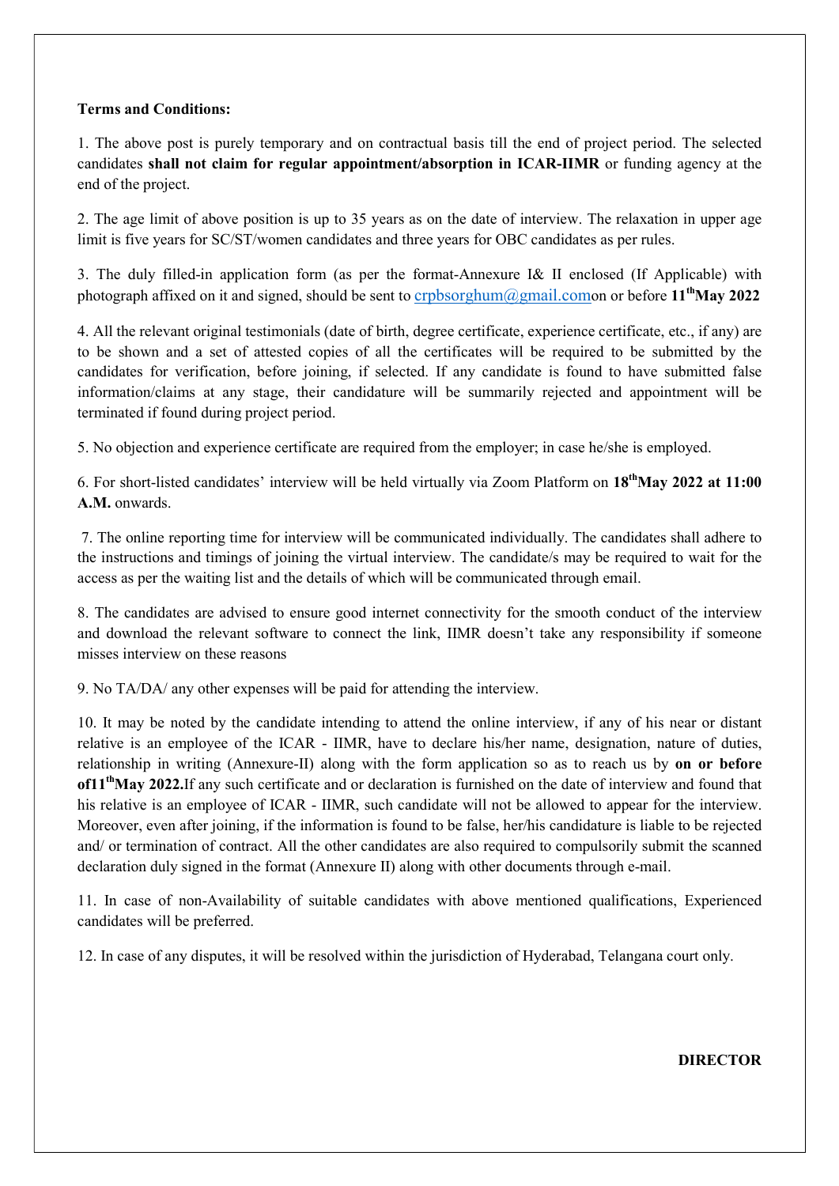**Terms and Conditions:**

1. The above post is purely temporary and on contractual basis till the end of project period. The selected candidates **shall not claim for regular appointment/absorption in ICAR-IIMR** or funding agency at the end of the project.

2. The age limit of above position is up to 35 years as on the date of interview. The relaxation in upper age limit is five years for SC/ST/women candidates and three years for OBC candidates as per rules.

3. The duly filled-in application form (as per the format-Annexure I& II enclosed (If Applicable) with photograph affixed on it and signed, should be sent to crpbsorghum@gmail.comon or before **11th May 2022**

4. All the relevant original testimonials (date of birth, degree certificate, experience certificate, etc., if any) are to be shown and a set of attested copies of all the certificates will be required to be submitted by the candidates for verification, before joining, if selected. If any candidate is found to have submitted false information/claims at any stage, their candidature will be summarily rejected and appointment will be terminated if found during project period.

5. No objection and experience certificate are required from the employer; in case he/she is employed.

6. For short-listed candidates' interview will be held virtually via Zoom Platform on **18th May 2022 at 11:00 A.M.** onwards.

7. The online reporting time for interview will be communicated individually. The candidates shall adhere to the instructions and timings of joining the virtual interview. The candidate/s may be required to wait for the access as per the waiting list and the details of which will be communicated through email.

8. The candidates are advised to ensure good internet connectivity for the smooth conduct of the interview and download the relevant software to connect the link, IIMR doesn't take any responsibility if someone misses interview on these reasons

9. No TA/DA/ any other expenses will be paid for attending the interview.

10. It may be noted by the candidate intending to attend the online interview, if any of his near or distant relative is an employee of the ICAR - IIMR, have to declare his/her name, designation, nature of duties, relationship in writing (Annexure-II) along with the form application so as to reach us by **on or before of11th May 2022.**If any such certificate and or declaration is furnished on the date of interview and found that his relative is an employee of ICAR - IIMR, such candidate will not be allowed to appear for the interview. Moreover, even after joining, if the information is found to be false, her/his candidature is liable to be rejected and/ or termination of contract. All the other candidates are also required to compulsorily submit the scanned declaration duly signed in the format (Annexure II) along with other documents through e-mail.

11. In case of non-Availability of suitable candidates with above mentioned qualifications, Experienced candidates will be preferred.

12. In case of any disputes, it will be resolved within the jurisdiction of Hyderabad, Telangana court only.

**DIRECTOR**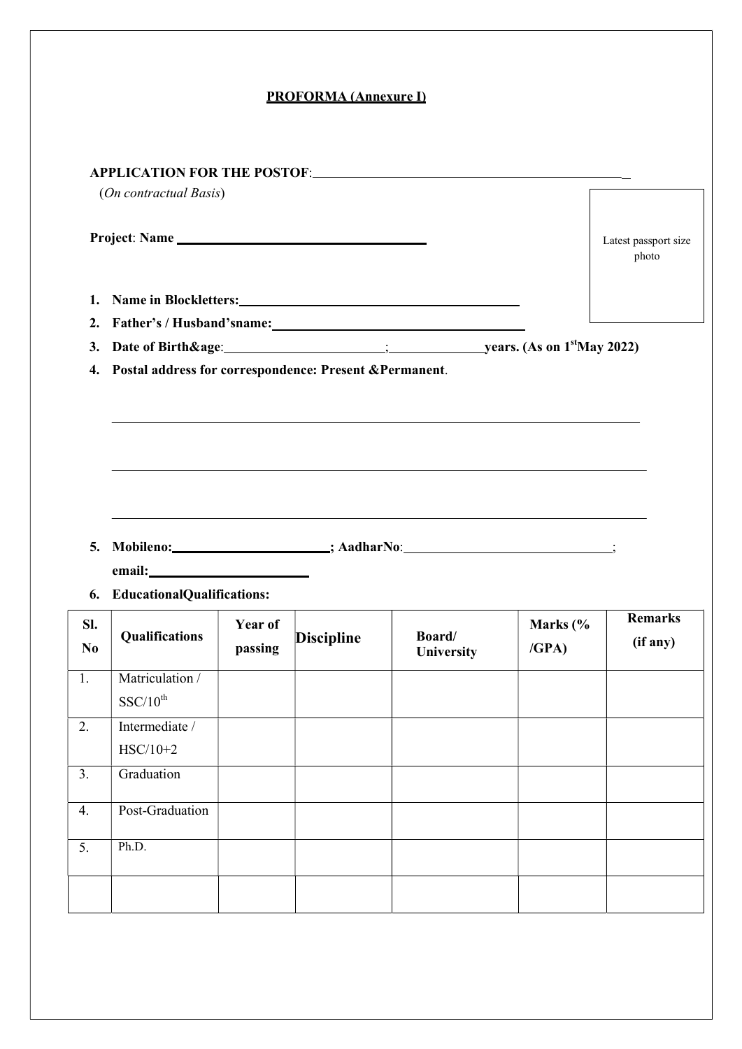**PROFORMA (Annexure I)**

**APPLICATION FOR THE POSTOF**:\_\_\_\_\_\_\_\_\_\_\_\_\_\_\_\_\_\_\_\_\_\_\_\_\_\_\_\_\_\_\_\_\_\_\_\_\_\_\_\_\_\_\_\_\_\_

(*On contractual Basis*)

**Project**: **Name** \_\_\_\_\_\_\_\_\_\_\_\_\_\_\_\_\_\_\_\_\_\_\_\_\_\_\_\_\_\_\_\_\_\_\_\_\_\_

Latest passport size photo

1. **Name in Blockletters:**\_\_\_\_\_\_\_\_\_\_\_\_\_\_\_\_\_\_\_\_\_\_\_\_\_\_\_\_\_\_\_\_\_\_\_\_\_\_\_\_\_\_
2. **Father's / Husband'sname:**\_\_\_\_\_\_\_\_\_\_\_\_\_\_\_\_\_\_\_\_\_\_\_\_\_\_\_\_\_\_\_\_\_\_\_\_\_\_
3. **Date of Birth&age**:\_\_\_\_\_\_\_\_\_\_\_\_\_\_\_\_\_\_\_\_\_\_\_\_;\_\_\_\_\_\_\_\_\_\_\_\_\_\_**years. (As on 1st May 2022)**
4. **Postal address for correspondence: Present &Permanent**.

\_\_\_\_\_\_\_\_\_\_\_\_\_\_\_\_\_\_\_\_\_\_\_\_\_\_\_\_\_\_\_\_\_\_\_\_\_\_\_\_\_\_\_\_\_\_\_\_\_\_\_\_\_\_\_\_\_\_\_\_\_\_\_\_\_\_\_\_\_\_\_\_\_\_

\_\_\_\_\_\_\_\_\_\_\_\_\_\_\_\_\_\_\_\_\_\_\_\_\_\_\_\_\_\_\_\_\_\_\_\_\_\_\_\_\_\_\_\_\_\_\_\_\_\_\_\_\_\_\_\_\_\_\_\_\_\_\_\_\_\_\_\_\_\_\_\_\_\_

\_\_\_\_\_\_\_\_\_\_\_\_\_\_\_\_\_\_\_\_\_\_\_\_\_\_\_\_\_\_\_\_\_\_\_\_\_\_\_\_\_\_\_\_\_\_\_\_\_\_\_\_\_\_\_\_\_\_\_\_\_\_\_\_\_\_\_\_\_\_\_\_\_\_

5. **Mobileno:**\_\_\_\_\_\_\_\_\_\_\_\_\_\_\_\_\_\_\_\_\_\_\_**; AadharNo**:\_\_\_\_\_\_\_\_\_\_\_\_\_\_\_\_\_\_\_\_\_\_\_\_\_\_\_\_\_\_\_;
   **email:**\_\_\_\_\_\_\_\_\_\_\_\_\_\_\_\_\_\_\_\_\_\_\_\_
6. **EducationalQualifications:**

| Sl. No | Qualifications | Year of passing | Discipline | Board/ University | Marks (% /GPA) | Remarks (if any) |
|---|---|---|---|---|---|---|
| 1. | Matriculation / SSC/10th | | | | | |
| 2. | Intermediate / HSC/10+2 | | | | | |
| 3. | Graduation | | | | | |
| 4. | Post-Graduation | | | | | |
| 5. | Ph.D. | | | | | |
| | | | | | | |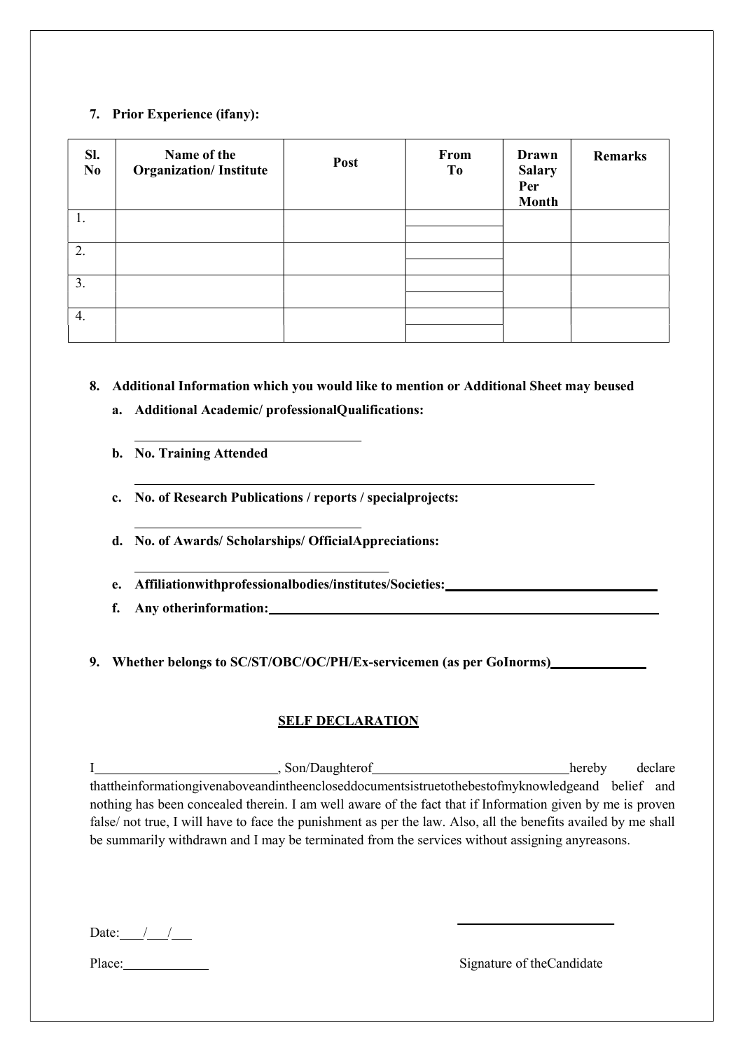**7. Prior Experience (ifany):**

| Sl. No | Name of the Organization/ Institute | Post | From To | Drawn Salary Per Month | Remarks |
|---|---|---|---|---|---|
| 1. | | | | | |
| 2. | | | | | |
| 3. | | | | | |
| 4. | | | | | |

**8. Additional Information which you would like to mention or Additional Sheet may beused**

**a. Additional Academic/ professionalQualifications:**

\_\_\_\_\_\_\_\_\_\_\_\_\_\_\_\_\_\_\_\_\_\_\_\_\_\_\_\_\_\_\_\_

**b. No. Training Attended**

\_\_\_\_\_\_\_\_\_\_\_\_\_\_\_\_\_\_\_\_\_\_\_\_\_\_\_\_\_\_\_\_\_\_\_\_\_\_\_\_\_\_\_\_\_\_\_\_\_\_\_\_\_\_\_\_\_\_\_\_\_\_

**c. No. of Research Publications / reports / specialprojects:**

\_\_\_\_\_\_\_\_\_\_\_\_\_\_\_\_\_\_\_\_\_\_\_\_\_\_\_\_\_\_\_\_

**d. No. of Awards/ Scholarships/ OfficialAppreciations:**

\_\_\_\_\_\_\_\_\_\_\_\_\_\_\_\_\_\_\_\_\_\_\_\_\_\_\_\_\_\_\_\_\_\_\_\_

**e. Affiliationwithprofessionalbodies/institutes/Societies:**\_\_\_\_\_\_\_\_\_\_\_\_\_\_\_\_\_\_\_\_\_\_\_\_\_\_\_\_\_\_

**f. Any otherinformation:**\_\_\_\_\_\_\_\_\_\_\_\_\_\_\_\_\_\_\_\_\_\_\_\_\_\_\_\_\_\_\_\_\_\_\_\_\_\_\_\_\_\_\_\_\_\_\_\_\_\_\_\_\_\_\_\_

**9. Whether belongs to SC/ST/OBC/OC/PH/Ex-servicemen (as per GoInorms)**\_\_\_\_\_\_\_\_\_\_\_\_\_

**SELF DECLARATION**

I\_\_\_\_\_\_\_\_\_\_\_\_\_\_\_\_\_\_\_\_\_\_\_\_\_\_, Son/Daughterof\_\_\_\_\_\_\_\_\_\_\_\_\_\_\_\_\_\_\_\_\_\_\_\_\_\_\_\_hereby declare thattheinformationgivenaboveandintheencloseddocumentsistruetothebestofmyknowledgeand belief and nothing has been concealed therein. I am well aware of the fact that if Information given by me is proven false/ not true, I will have to face the punishment as per the law. Also, all the benefits availed by me shall be summarily withdrawn and I may be terminated from the services without assigning anyreasons.

Date:\_\_\_/\_\_\_/\_\_\_

Place:\_\_\_\_\_\_\_\_\_\_\_\_

\_\_\_\_\_\_\_\_\_\_\_\_\_\_\_\_\_\_\_\_\_\_

Signature of theCandidate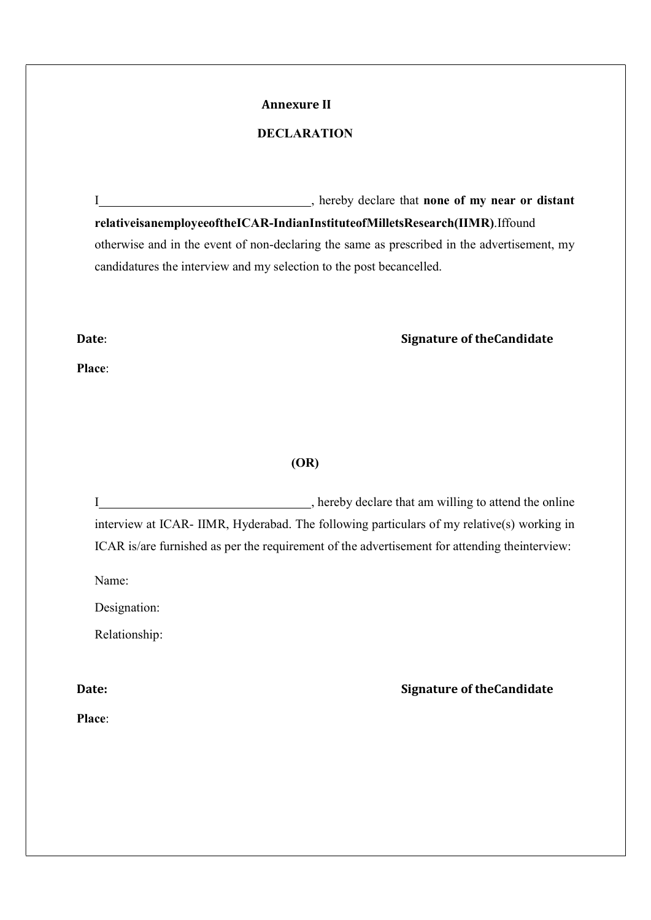## Annexure II

## DECLARATION

I\_\_\_\_\_\_\_\_\_\_\_\_\_\_\_\_\_\_\_\_\_\_\_\_\_\_\_\_\_\_\_\_, hereby declare that **none of my near or distant relativeisanemployeeoftheICAR-IndianInstituteofMilletsResearch(IIMR)**.Iffound otherwise and in the event of non-declaring the same as prescribed in the advertisement, my candidatures the interview and my selection to the post becancelled.

**Date**: **Signature of theCandidate**

**Place**:

**(OR)**

I\_\_\_\_\_\_\_\_\_\_\_\_\_\_\_\_\_\_\_\_\_\_\_\_\_\_\_\_\_\_\_\_, hereby declare that am willing to attend the online interview at ICAR- IIMR, Hyderabad. The following particulars of my relative(s) working in ICAR is/are furnished as per the requirement of the advertisement for attending theinterview:

Name:

Designation:

Relationship:

**Date:** **Signature of theCandidate**

**Place**: